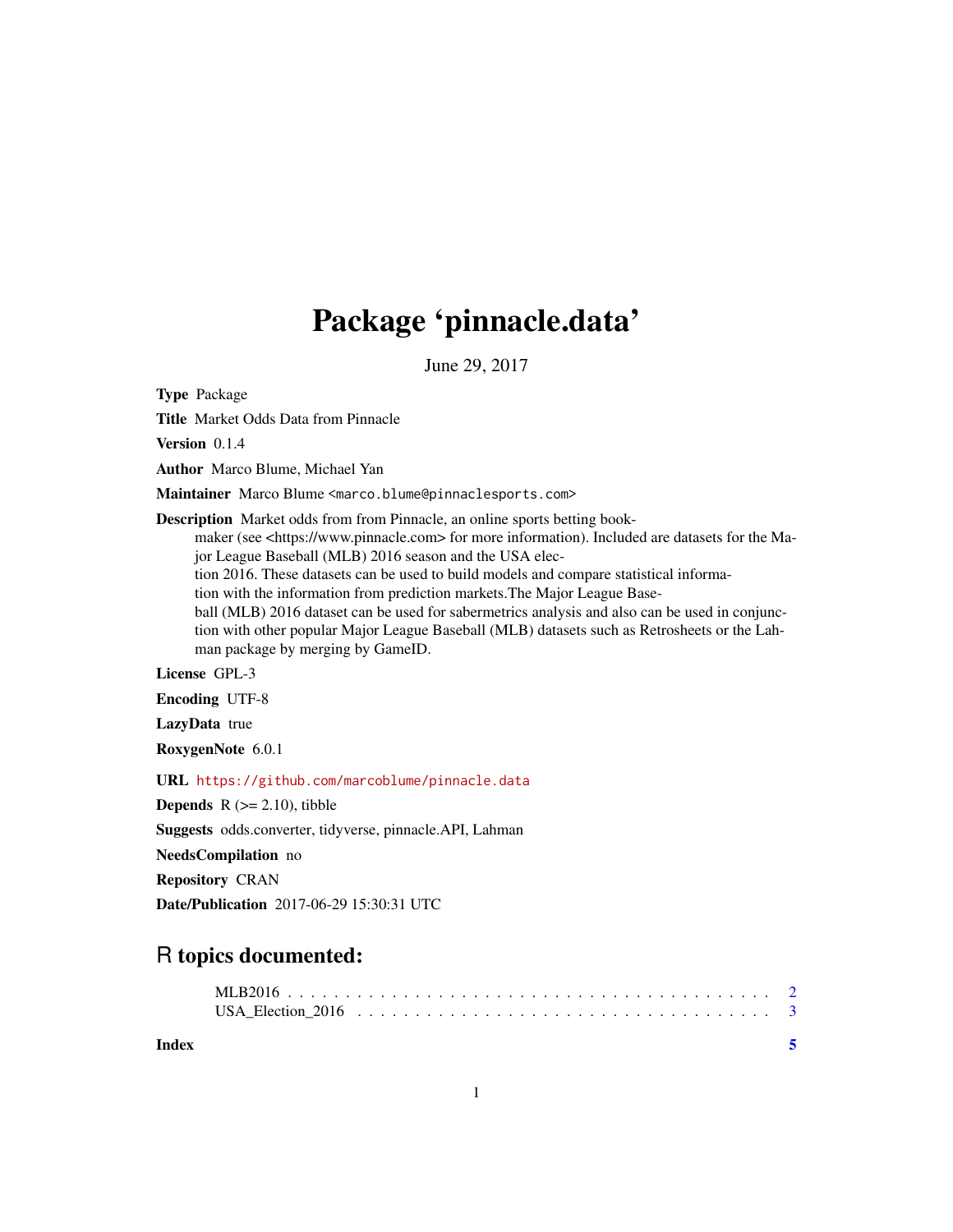# Package 'pinnacle.data'

June 29, 2017

**Type** Package

**Title** Market Odds Data from Pinnacle

**Version** 0.1.4

**Author** Marco Blume, Michael Yan

**Maintainer** Marco Blume <marco.blume@pinnaclesports.com>

**Description** Market odds from from Pinnacle, an online sports betting bookmaker (see <https://www.pinnacle.com> for more information). Included are datasets for the Major League Baseball (MLB) 2016 season and the USA election 2016. These datasets can be used to build models and compare statistical information with the information from prediction markets.The Major League Baseball (MLB) 2016 dataset can be used for sabermetrics analysis and also can be used in conjunction with other popular Major League Baseball (MLB) datasets such as Retrosheets or the Lahman package by merging by GameID.

**License** GPL-3

**Encoding** UTF-8

**LazyData** true

**RoxygenNote** 6.0.1

**URL** https://github.com/marcoblume/pinnacle.data

**Depends** R (>= 2.10), tibble

**Suggests** odds.converter, tidyverse, pinnacle.API, Lahman

**NeedsCompilation** no

**Repository** CRAN

**Date/Publication** 2017-06-29 15:30:31 UTC

## R topics documented:

MLB2016 . . . . . . . . . . . . . . . . . . . . . . . . . . . . . . . . . . . . . . . . 2
USA_Election_2016 . . . . . . . . . . . . . . . . . . . . . . . . . . . . . . . . . 3

**Index** 5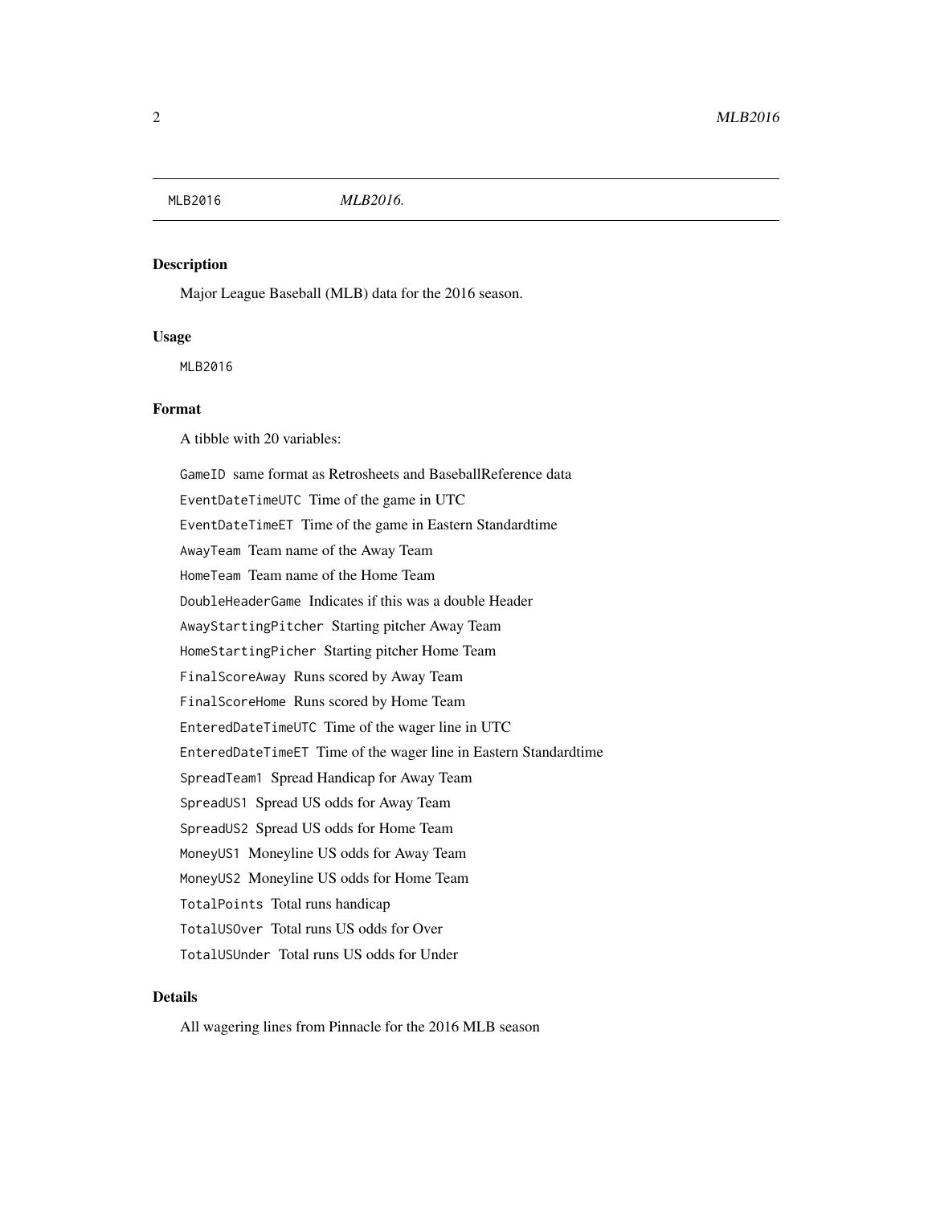MLB2016 *MLB2016.*

## Description

Major League Baseball (MLB) data for the 2016 season.

## Usage

```
MLB2016
```

## Format

A tibble with 20 variables:

- `GameID` same format as Retrosheets and BaseballReference data
- `EventDateTimeUTC` Time of the game in UTC
- `EventDateTimeET` Time of the game in Eastern Standardtime
- `AwayTeam` Team name of the Away Team
- `HomeTeam` Team name of the Home Team
- `DoubleHeaderGame` Indicates if this was a double Header
- `AwayStartingPitcher` Starting pitcher Away Team
- `HomeStartingPicher` Starting pitcher Home Team
- `FinalScoreAway` Runs scored by Away Team
- `FinalScoreHome` Runs scored by Home Team
- `EnteredDateTimeUTC` Time of the wager line in UTC
- `EnteredDateTimeET` Time of the wager line in Eastern Standardtime
- `SpreadTeam1` Spread Handicap for Away Team
- `SpreadUS1` Spread US odds for Away Team
- `SpreadUS2` Spread US odds for Home Team
- `MoneyUS1` Moneyline US odds for Away Team
- `MoneyUS2` Moneyline US odds for Home Team
- `TotalPoints` Total runs handicap
- `TotalUSOver` Total runs US odds for Over
- `TotalUSUnder` Total runs US odds for Under

## Details

All wagering lines from Pinnacle for the 2016 MLB season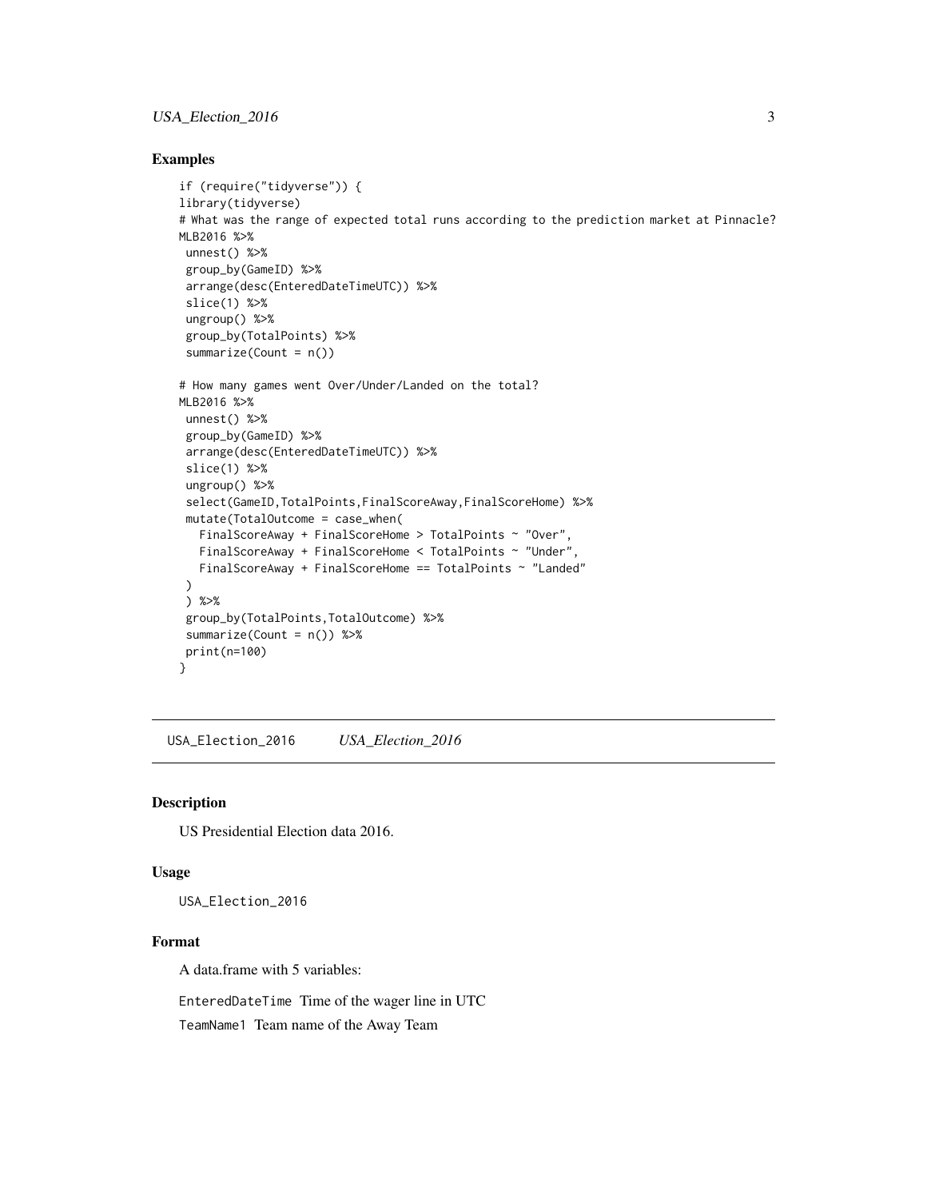## Examples

```
if (require("tidyverse")) {
library(tidyverse)
# What was the range of expected total runs according to the prediction market at Pinnacle?
MLB2016 %>%
 unnest() %>%
 group_by(GameID) %>%
 arrange(desc(EnteredDateTimeUTC)) %>%
 slice(1) %>%
 ungroup() %>%
 group_by(TotalPoints) %>%
 summarize(Count = n())

# How many games went Over/Under/Landed on the total?
MLB2016 %>%
 unnest() %>%
 group_by(GameID) %>%
 arrange(desc(EnteredDateTimeUTC)) %>%
 slice(1) %>%
 ungroup() %>%
 select(GameID,TotalPoints,FinalScoreAway,FinalScoreHome) %>%
 mutate(TotalOutcome = case_when(
   FinalScoreAway + FinalScoreHome > TotalPoints ~ "Over",
   FinalScoreAway + FinalScoreHome < TotalPoints ~ "Under",
   FinalScoreAway + FinalScoreHome == TotalPoints ~ "Landed"
 )
 ) %>%
 group_by(TotalPoints,TotalOutcome) %>%
 summarize(Count = n()) %>%
 print(n=100)
}
```

---

`USA_Election_2016` *USA_Election_2016*

---

## Description

US Presidential Election data 2016.

## Usage

```
USA_Election_2016
```

## Format

A data.frame with 5 variables:

`EnteredDateTime` Time of the wager line in UTC

`TeamName1` Team name of the Away Team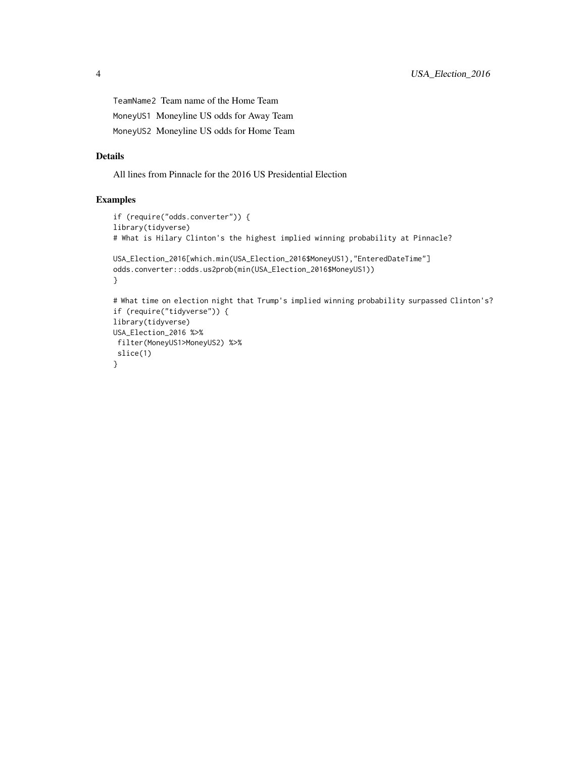TeamName2 Team name of the Home Team

MoneyUS1 Moneyline US odds for Away Team

MoneyUS2 Moneyline US odds for Home Team

## Details

All lines from Pinnacle for the 2016 US Presidential Election

## Examples

```
if (require("odds.converter")) {
library(tidyverse)
# What is Hilary Clinton's the highest implied winning probability at Pinnacle?

USA_Election_2016[which.min(USA_Election_2016$MoneyUS1),"EnteredDateTime"]
odds.converter::odds.us2prob(min(USA_Election_2016$MoneyUS1))
}

# What time on election night that Trump's implied winning probability surpassed Clinton's?
if (require("tidyverse")) {
library(tidyverse)
USA_Election_2016 %>%
 filter(MoneyUS1>MoneyUS2) %>%
 slice(1)
}
```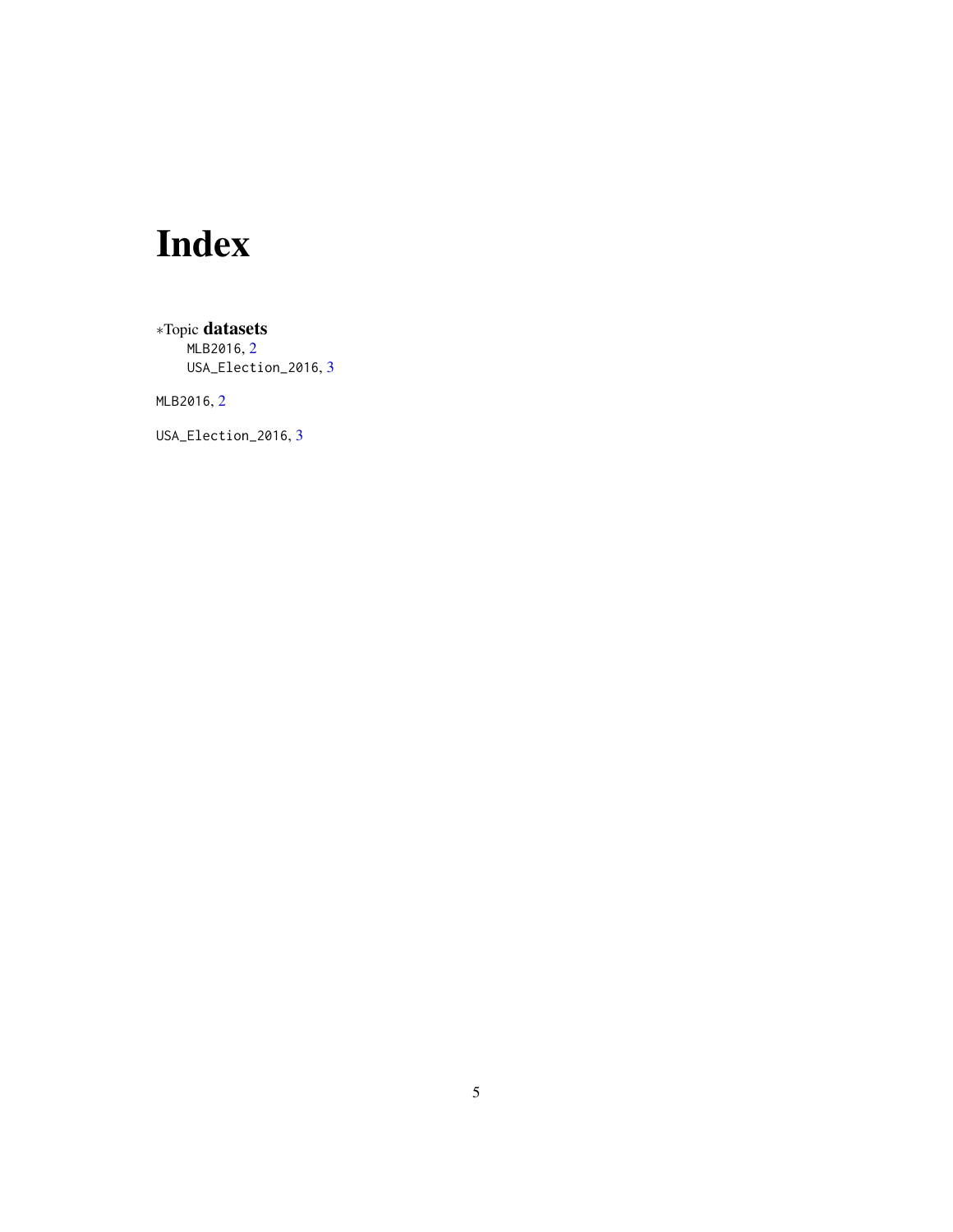# Index

∗Topic **datasets**
    MLB2016, 2
    USA_Election_2016, 3

MLB2016, 2

USA_Election_2016, 3